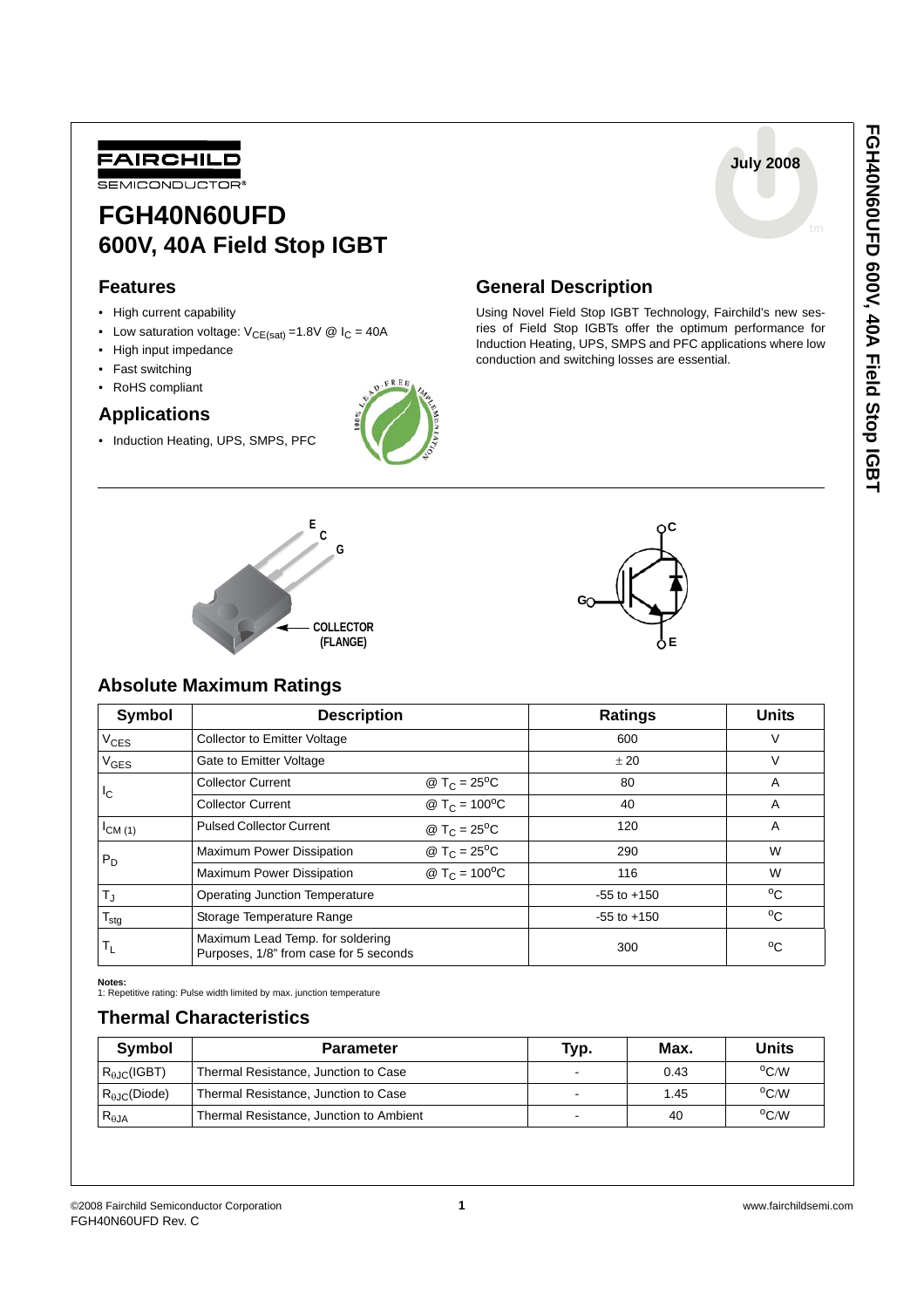FAIRCHILD SEMICONDUCTOR®

July 2008

# FGH40N60UFD
# 600V, 40A Field Stop IGBT

## Features

- High current capability
- Low saturation voltage: $V_{CE(sat)}$ =1.8V @ $I_C$ = 40A
- High input impedance
- Fast switching
- RoHS compliant

## Applications

- Induction Heating, UPS, SMPS, PFC

## General Description

Using Novel Field Stop IGBT Technology, Fairchild's new sesries of Field Stop IGBTs offer the optimum performance for Induction Heating, UPS, SMPS and PFC applications where low conduction and switching losses are essential.

E C G

COLLECTOR (FLANGE)

C G E

## Absolute Maximum Ratings

| Symbol | Description | | Ratings | Units |
|---|---|---|---|---|
| $V_{CES}$ | Collector to Emitter Voltage | | 600 | V |
| $V_{GES}$ | Gate to Emitter Voltage | | ± 20 | V |
| $I_C$ | Collector Current | @ $T_C$ = 25°C | 80 | A |
| | Collector Current | @ $T_C$ = 100°C | 40 | A |
| $I_{CM (1)}$ | Pulsed Collector Current | @ $T_C$ = 25°C | 120 | A |
| $P_D$ | Maximum Power Dissipation | @ $T_C$ = 25°C | 290 | W |
| | Maximum Power Dissipation | @ $T_C$ = 100°C | 116 | W |
| $T_J$ | Operating Junction Temperature | | -55 to +150 | °C |
| $T_{stg}$ | Storage Temperature Range | | -55 to +150 | °C |
| $T_L$ | Maximum Lead Temp. for soldering Purposes, 1/8" from case for 5 seconds | | 300 | °C |

**Notes:**
1: Repetitive rating: Pulse width limited by max. junction temperature

## Thermal Characteristics

| Symbol | Parameter | Typ. | Max. | Units |
|---|---|---|---|---|
| $R_{\theta JC}$(IGBT) | Thermal Resistance, Junction to Case | - | 0.43 | °C/W |
| $R_{\theta JC}$(Diode) | Thermal Resistance, Junction to Case | - | 1.45 | °C/W |
| $R_{\theta JA}$ | Thermal Resistance, Junction to Ambient | - | 40 | °C/W |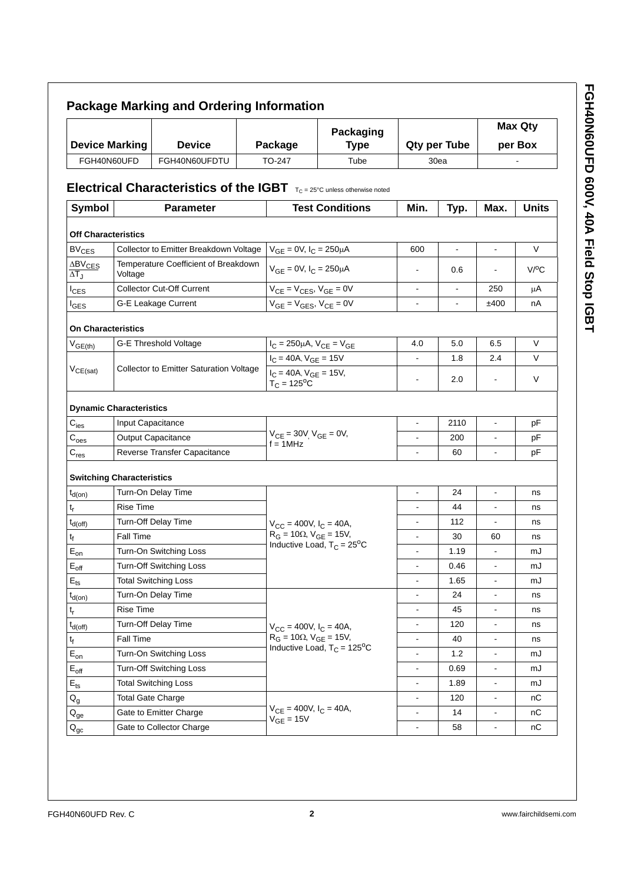## Package Marking and Ordering Information

| Device Marking | Device | Package | Packaging Type | Qty per Tube | Max Qty per Box |
|---|---|---|---|---|---|
| FGH40N60UFD | FGH40N60UFDTU | TO-247 | Tube | 30ea | - |

## Electrical Characteristics of the IGBT $T_C$ = 25°C unless otherwise noted

| Symbol | Parameter | Test Conditions | Min. | Typ. | Max. | Units |
|---|---|---|---|---|---|---|
| **Off Characteristics** | | | | | | |
| $BV_{CES}$ | Collector to Emitter Breakdown Voltage | $V_{GE}$ = 0V, $I_C$ = 250μA | 600 | - | - | V |
| $\frac{\Delta BV_{CES}}{\Delta T_J}$ | Temperature Coefficient of Breakdown Voltage | $V_{GE}$ = 0V, $I_C$ = 250μA | - | 0.6 | - | V/°C |
| $I_{CES}$ | Collector Cut-Off Current | $V_{CE} = V_{CES}$, $V_{GE}$ = 0V | - | - | 250 | μA |
| $I_{GES}$ | G-E Leakage Current | $V_{GE} = V_{GES}$, $V_{CE}$ = 0V | - | - | ±400 | nA |
| **On Characteristics** | | | | | | |
| $V_{GE(th)}$ | G-E Threshold Voltage | $I_C$ = 250μA, $V_{CE} = V_{GE}$ | 4.0 | 5.0 | 6.5 | V |
| $V_{CE(sat)}$ | Collector to Emitter Saturation Voltage | $I_C$ = 40A, $V_{GE}$ = 15V | - | 1.8 | 2.4 | V |
| | | $I_C$ = 40A, $V_{GE}$ = 15V, $T_C$ = 125°C | - | 2.0 | - | V |
| **Dynamic Characteristics** | | | | | | |
| $C_{ies}$ | Input Capacitance | $V_{CE}$ = 30V, $V_{GE}$ = 0V, f = 1MHz | - | 2110 | - | pF |
| $C_{oes}$ | Output Capacitance | | - | 200 | - | pF |
| $C_{res}$ | Reverse Transfer Capacitance | | - | 60 | - | pF |
| **Switching Characteristics** | | | | | | |
| $t_{d(on)}$ | Turn-On Delay Time | $V_{CC}$ = 400V, $I_C$ = 40A, $R_G$ = 10Ω, $V_{GE}$ = 15V, Inductive Load, $T_C$ = 25°C | - | 24 | - | ns |
| $t_r$ | Rise Time | | - | 44 | - | ns |
| $t_{d(off)}$ | Turn-Off Delay Time | | - | 112 | - | ns |
| $t_f$ | Fall Time | | - | 30 | 60 | ns |
| $E_{on}$ | Turn-On Switching Loss | | - | 1.19 | - | mJ |
| $E_{off}$ | Turn-Off Switching Loss | | - | 0.46 | - | mJ |
| $E_{ts}$ | Total Switching Loss | | - | 1.65 | - | mJ |
| $t_{d(on)}$ | Turn-On Delay Time | $V_{CC}$ = 400V, $I_C$ = 40A, $R_G$ = 10Ω, $V_{GE}$ = 15V, Inductive Load, $T_C$ = 125°C | - | 24 | - | ns |
| $t_r$ | Rise Time | | - | 45 | - | ns |
| $t_{d(off)}$ | Turn-Off Delay Time | | - | 120 | - | ns |
| $t_f$ | Fall Time | | - | 40 | - | ns |
| $E_{on}$ | Turn-On Switching Loss | | - | 1.2 | - | mJ |
| $E_{off}$ | Turn-Off Switching Loss | | - | 0.69 | - | mJ |
| $E_{ts}$ | Total Switching Loss | | - | 1.89 | - | mJ |
| $Q_g$ | Total Gate Charge | $V_{CE}$ = 400V, $I_C$ = 40A, $V_{GE}$ = 15V | - | 120 | - | nC |
| $Q_{ge}$ | Gate to Emitter Charge | | - | 14 | - | nC |
| $Q_{gc}$ | Gate to Collector Charge | | - | 58 | - | nC |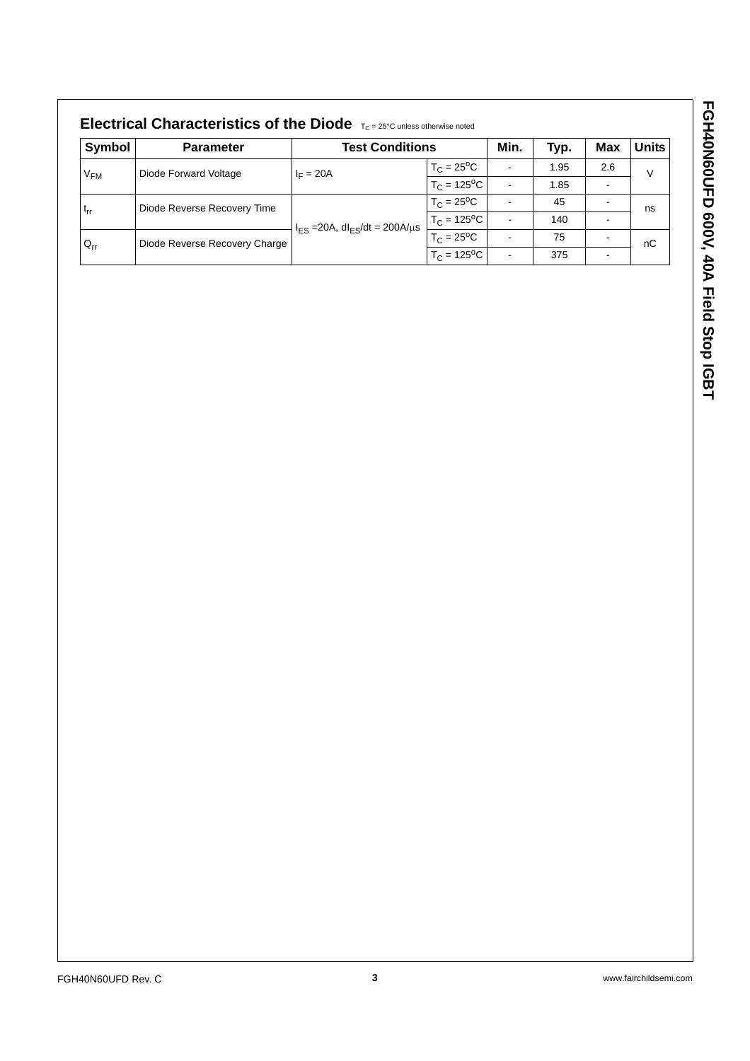## Electrical Characteristics of the Diode $T_C$ = 25°C unless otherwise noted

| Symbol | Parameter | Test Conditions | | Min. | Typ. | Max | Units |
|---|---|---|---|---|---|---|---|
| $V_{FM}$ | Diode Forward Voltage | $I_F$ = 20A | $T_C$ = 25°C | - | 1.95 | 2.6 | V |
| | | | $T_C$ = 125°C | - | 1.85 | - | |
| $t_{rr}$ | Diode Reverse Recovery Time | $I_{ES}$ =20A, $dI_{ES}/dt$ = 200A/μs | $T_C$ = 25°C | - | 45 | - | ns |
| | | | $T_C$ = 125°C | - | 140 | - | |
| $Q_{rr}$ | Diode Reverse Recovery Charge | | $T_C$ = 25°C | - | 75 | - | nC |
| | | | $T_C$ = 125°C | - | 375 | - | |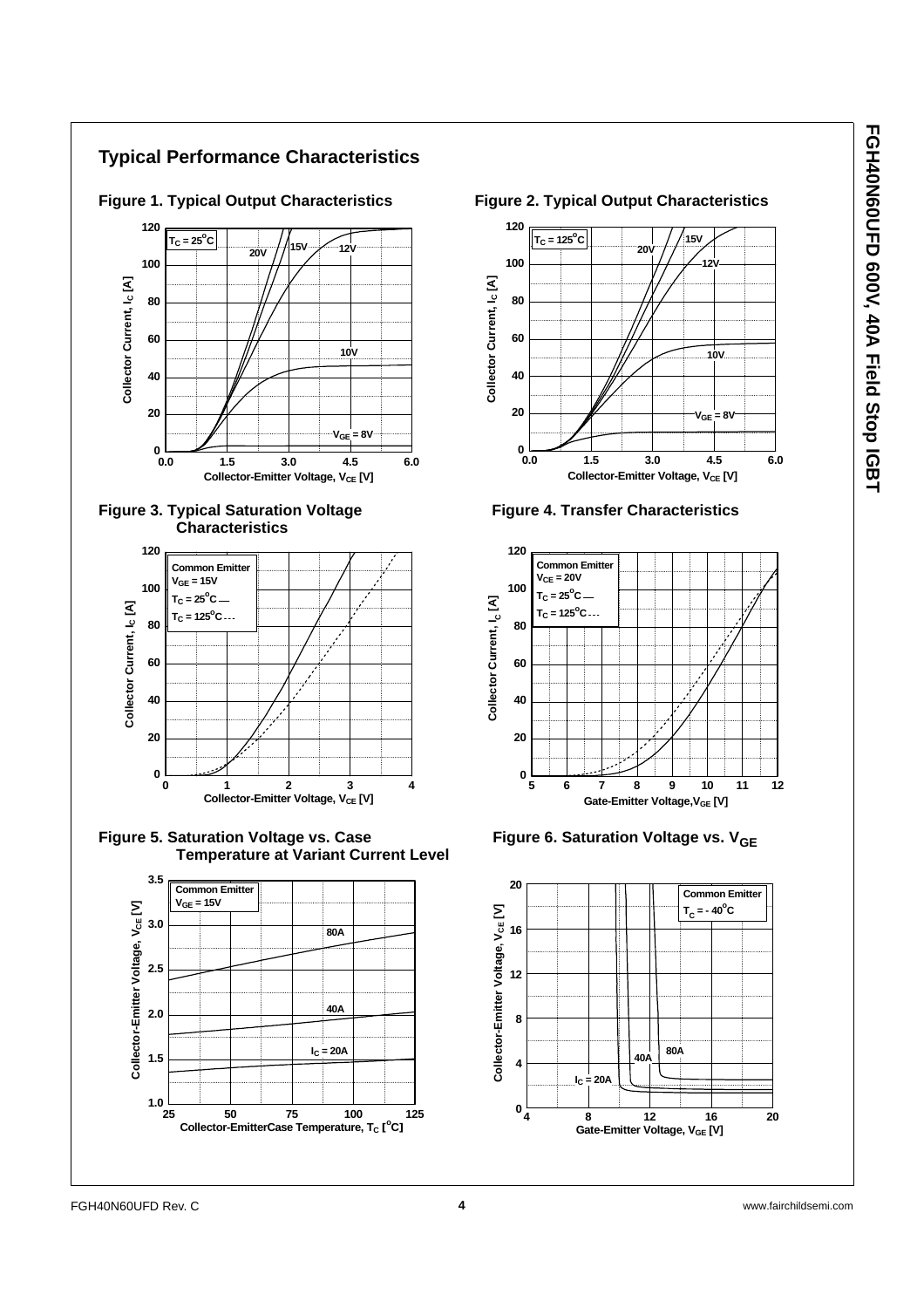## Typical Performance Characteristics

**Figure 1. Typical Output Characteristics**

**Figure 2. Typical Output Characteristics**

**Figure 3. Typical Saturation Voltage Characteristics**

**Figure 4. Transfer Characteristics**

**Figure 5. Saturation Voltage vs. Case Temperature at Variant Current Level**

**Figure 6. Saturation Voltage vs. $V_{GE}$**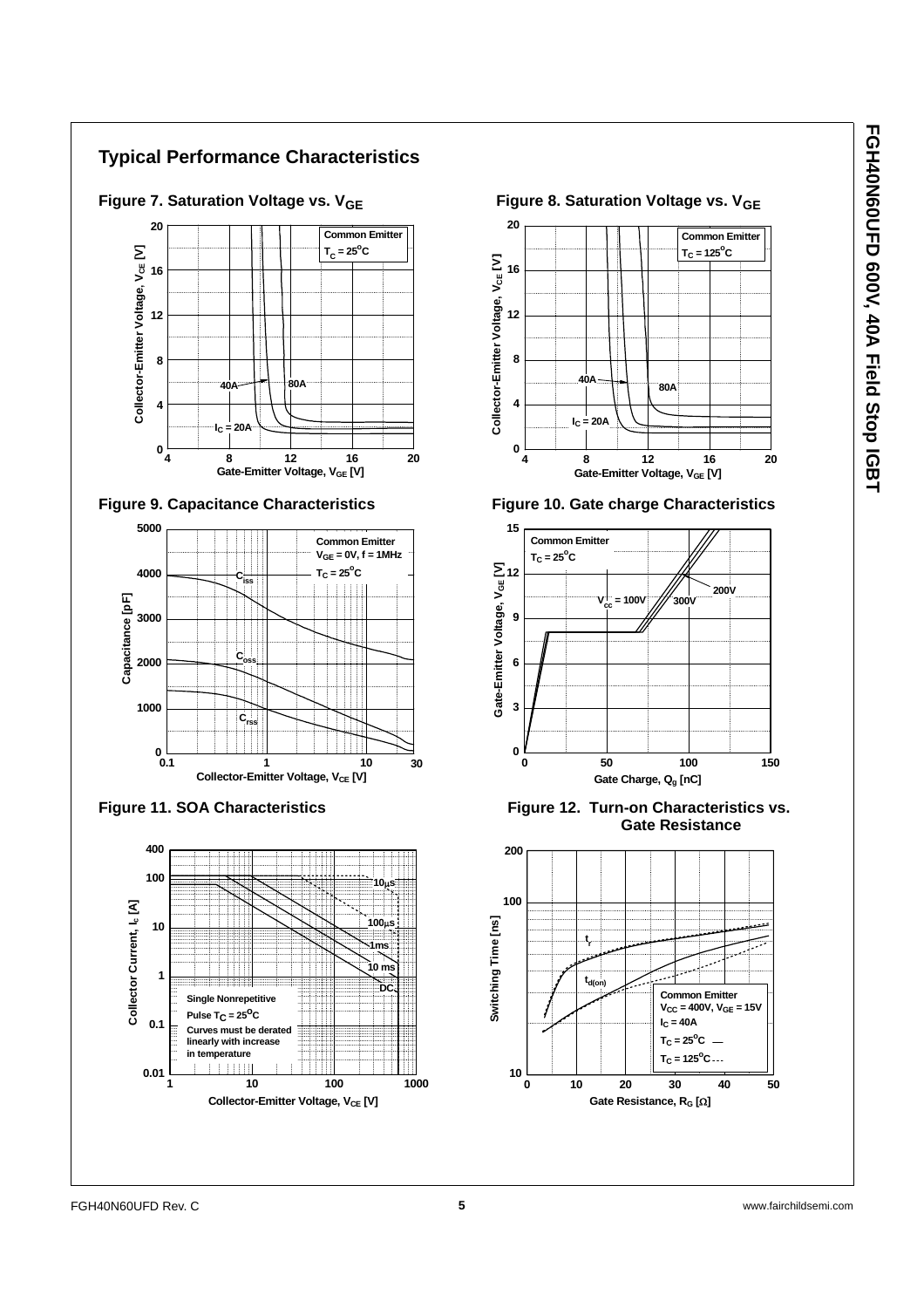## Typical Performance Characteristics

**Figure 7. Saturation Voltage vs. $V_{GE}$**

**Figure 8. Saturation Voltage vs. $V_{GE}$**

**Figure 9. Capacitance Characteristics**

**Figure 10. Gate charge Characteristics**

**Figure 11. SOA Characteristics**

**Figure 12. Turn-on Characteristics vs. Gate Resistance**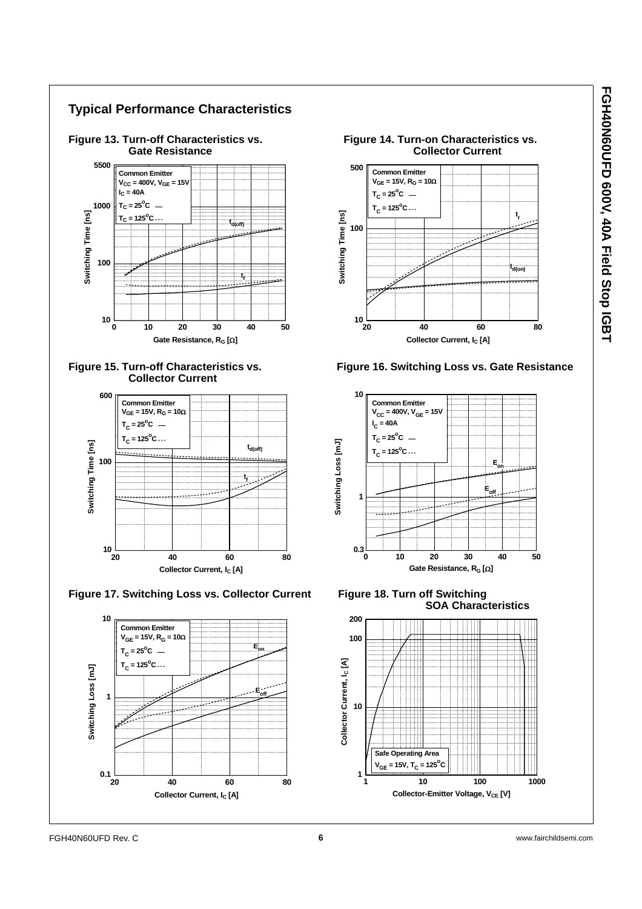## Typical Performance Characteristics

**Figure 13. Turn-off Characteristics vs. Gate Resistance**

Common Emitter
$V_{CC}$ = 400V, $V_{GE}$ = 15V
$I_C$ = 40A
$T_C$ = 25°C —
$T_C$ = 125°C - - -

Switching Time [ns] vs. Gate Resistance, $R_G$ [Ω]; curves: $t_{d(off)}$, $t_f$

**Figure 14. Turn-on Characteristics vs. Collector Current**

Common Emitter
$V_{GE}$ = 15V, $R_G$ = 10Ω
$T_C$ = 25°C —
$T_C$ = 125°C - - -

Switching Time [ns] vs. Collector Current, $I_C$ [A]; curves: $t_r$, $t_{d(on)}$

**Figure 15. Turn-off Characteristics vs. Collector Current**

Common Emitter
$V_{GE}$ = 15V, $R_G$ = 10Ω
$T_C$ = 25°C —
$T_C$ = 125°C - - -

Switching Time [ns] vs. Collector Current, $I_C$ [A]; curves: $t_{d(off)}$, $t_f$

**Figure 16. Switching Loss vs. Gate Resistance**

Common Emitter
$V_{CC}$ = 400V, $V_{GE}$ = 15V
$I_C$ = 40A
$T_C$ = 25°C —
$T_C$ = 125°C - - -

Switching Loss [mJ] vs. Gate Resistance, $R_G$ [Ω]; curves: $E_{on}$, $E_{off}$

**Figure 17. Switching Loss vs. Collector Current**

Common Emitter
$V_{GE}$ = 15V, $R_G$ = 10Ω
$T_C$ = 25°C —
$T_C$ = 125°C - - -

Switching Loss [mJ] vs. Collector Current, $I_C$ [A]; curves: $E_{on}$, $E_{off}$

**Figure 18. Turn off Switching SOA Characteristics**

Safe Operating Area
$V_{GE}$ = 15V, $T_C$ = 125°C

Collector Current, $I_C$ [A] vs. Collector-Emitter Voltage, $V_{CE}$ [V]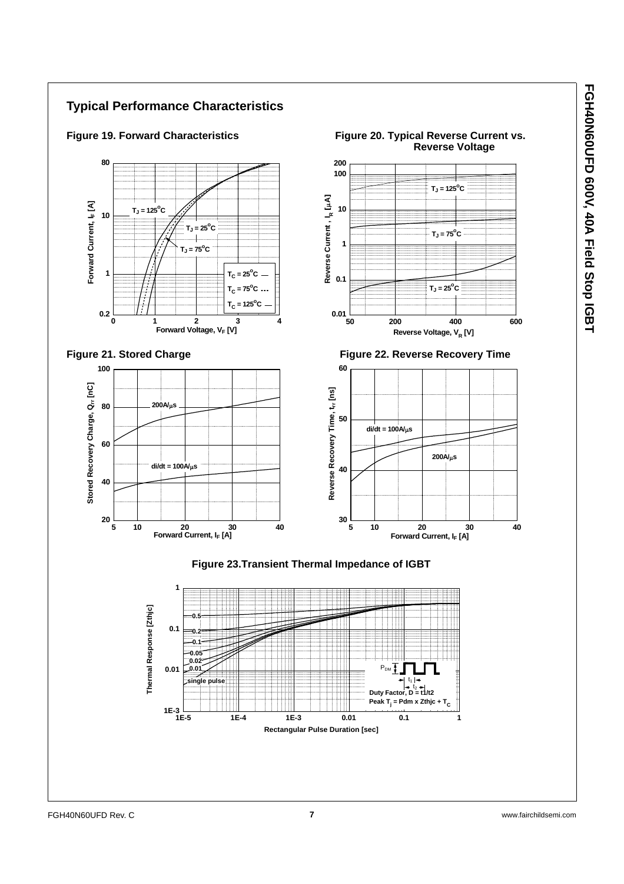## Typical Performance Characteristics

**Figure 19. Forward Characteristics**

**Figure 20. Typical Reverse Current vs. Reverse Voltage**

**Figure 21. Stored Charge**

**Figure 22. Reverse Recovery Time**

**Figure 23.Transient Thermal Impedance of IGBT**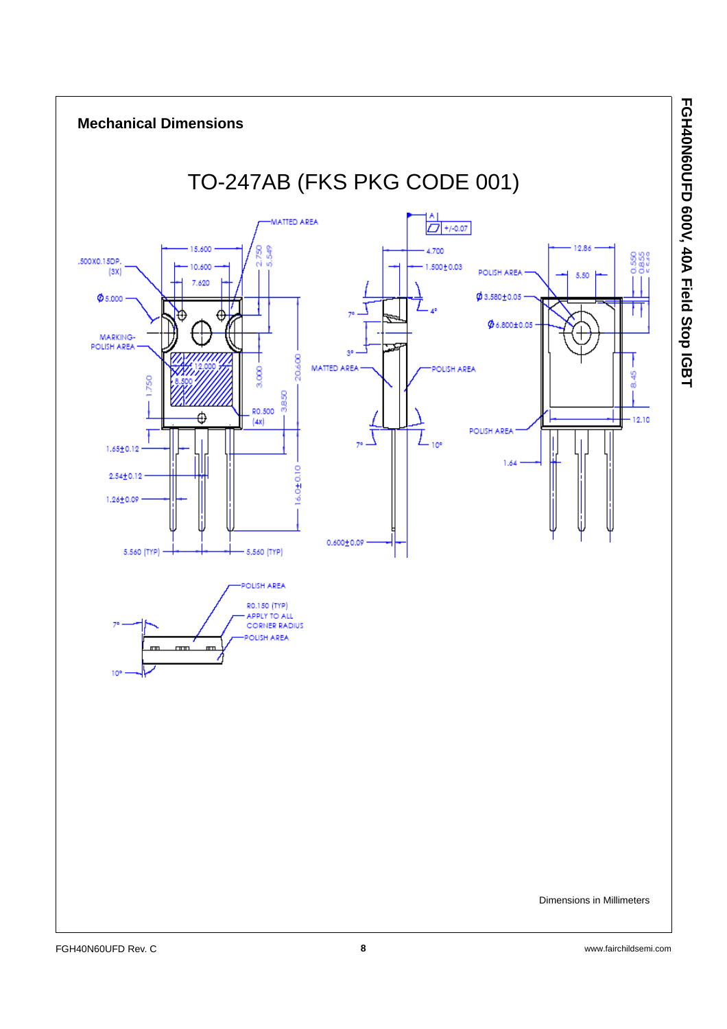## Mechanical Dimensions

# TO-247AB (FKS PKG CODE 001)

Dimensions in Millimeters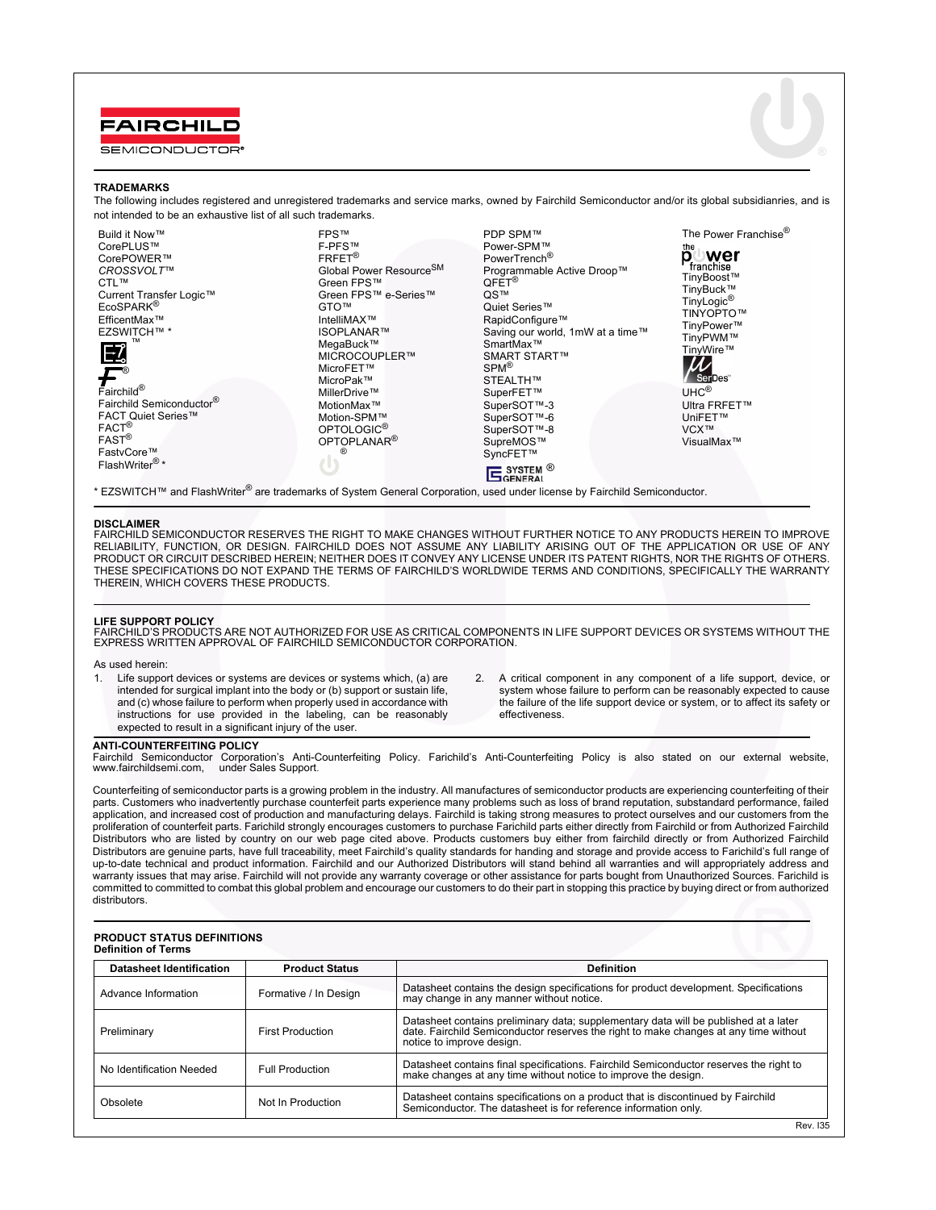FAIRCHILD SEMICONDUCTOR®

**TRADEMARKS**

The following includes registered and unregistered trademarks and service marks, owned by Fairchild Semiconductor and/or its global subsidianries, and is not intended to be an exhaustive list of all such trademarks.

Build it Now™
CorePLUS™
CorePOWER™
*CROSSVOLT*™
CTL™
Current Transfer Logic™
EcoSPARK®
EfficentMax™
EZSWITCH™ *
E²™
F®
Fairchild®
Fairchild Semiconductor®
FACT Quiet Series™
FACT®
FAST®
FastvCore™
FlashWriter® *

FPS™
F-PFS™
FRFET®
Global Power Resource℠
Green FPS™
Green FPS™ e-Series™
GTO™
IntelliMAX™
ISOPLANAR™
MegaBuck™
MICROCOUPLER™
MicroFET™
MicroPak™
MillerDrive™
MotionMax™
Motion-SPM™
OPTOLOGIC®
OPTOPLANAR®
®

PDP SPM™
Power-SPM™
PowerTrench®
Programmable Active Droop™
QFET®
QS™
Quiet Series™
RapidConfigure™
Saving our world, 1mW at a time™
SmartMax™
SMART START™
SPM®
STEALTH™
SuperFET™
SuperSOT™-3
SuperSOT™-6
SuperSOT™-8
SupreMOS™
SyncFET™
SYSTEM GENERAL®

The Power Franchise®
the power franchise
TinyBoost™
TinyBuck™
TinyLogic®
TINYOPTO™
TinyPower™
TinyPWM™
TinyWire™
μSerDes™
UHC®
Ultra FRFET™
UniFET™
VCX™
VisualMax™

\* EZSWITCH™ and FlashWriter® are trademarks of System General Corporation, used under license by Fairchild Semiconductor.

**DISCLAIMER**

FAIRCHILD SEMICONDUCTOR RESERVES THE RIGHT TO MAKE CHANGES WITHOUT FURTHER NOTICE TO ANY PRODUCTS HEREIN TO IMPROVE RELIABILITY, FUNCTION, OR DESIGN. FAIRCHILD DOES NOT ASSUME ANY LIABILITY ARISING OUT OF THE APPLICATION OR USE OF ANY PRODUCT OR CIRCUIT DESCRIBED HEREIN; NEITHER DOES IT CONVEY ANY LICENSE UNDER ITS PATENT RIGHTS, NOR THE RIGHTS OF OTHERS. THESE SPECIFICATIONS DO NOT EXPAND THE TERMS OF FAIRCHILD'S WORLDWIDE TERMS AND CONDITIONS, SPECIFICALLY THE WARRANTY THEREIN, WHICH COVERS THESE PRODUCTS.

**LIFE SUPPORT POLICY**

FAIRCHILD'S PRODUCTS ARE NOT AUTHORIZED FOR USE AS CRITICAL COMPONENTS IN LIFE SUPPORT DEVICES OR SYSTEMS WITHOUT THE EXPRESS WRITTEN APPROVAL OF FAIRCHILD SEMICONDUCTOR CORPORATION.

As used herein:

1. Life support devices or systems are devices or systems which, (a) are intended for surgical implant into the body or (b) support or sustain life, and (c) whose failure to perform when properly used in accordance with instructions for use provided in the labeling, can be reasonably expected to result in a significant injury of the user.
2. A critical component in any component of a life support, device, or system whose failure to perform can be reasonably expected to cause the failure of the life support device or system, or to affect its safety or effectiveness.

**ANTI-COUNTERFEITING POLICY**

Fairchild Semiconductor Corporation's Anti-Counterfeiting Policy. Farichild's Anti-Counterfeiting Policy is also stated on our external website, www.fairchildsemi.com, under Sales Support.

Counterfeiting of semiconductor parts is a growing problem in the industry. All manufactures of semiconductor products are experiencing counterfeiting of their parts. Customers who inadvertently purchase counterfeit parts experience many problems such as loss of brand reputation, substandard performance, failed application, and increased cost of production and manufacturing delays. Fairchild is taking strong measures to protect ourselves and our customers from the proliferation of counterfeit parts. Farichild strongly encourages customers to purchase Farichild parts either directly from Fairchild or from Authorized Fairchild Distributors who are listed by country on our web page cited above. Products customers buy either from fairchild directly or from Authorized Fairchild Distributors are genuine parts, have full traceability, meet Fairchild's quality standards for handing and storage and provide access to Fairchild's full range of up-to-date technical and product information. Fairchild and our Authorized Distributors will stand behind all warranties and will appropriately address and warranty issues that may arise. Fairchild will not provide any warranty coverage or other assistance for parts bought from Unauthorized Sources. Farichild is committed to committed to combat this global problem and encourage our customers to do their part in stopping this practice by buying direct or from authorized distributors.

**PRODUCT STATUS DEFINITIONS**
**Definition of Terms**

| Datasheet Identification | Product Status | Definition |
|---|---|---|
| Advance Information | Formative / In Design | Datasheet contains the design specifications for product development. Specifications may change in any manner without notice. |
| Preliminary | First Production | Datasheet contains preliminary data; supplementary data will be published at a later date. Fairchild Semiconductor reserves the right to make changes at any time without notice to improve design. |
| No Identification Needed | Full Production | Datasheet contains final specifications. Fairchild Semiconductor reserves the right to make changes at any time without notice to improve the design. |
| Obsolete | Not In Production | Datasheet contains specifications on a product that is discontinued by Fairchild Semiconductor. The datasheet is for reference information only. |

Rev. I35